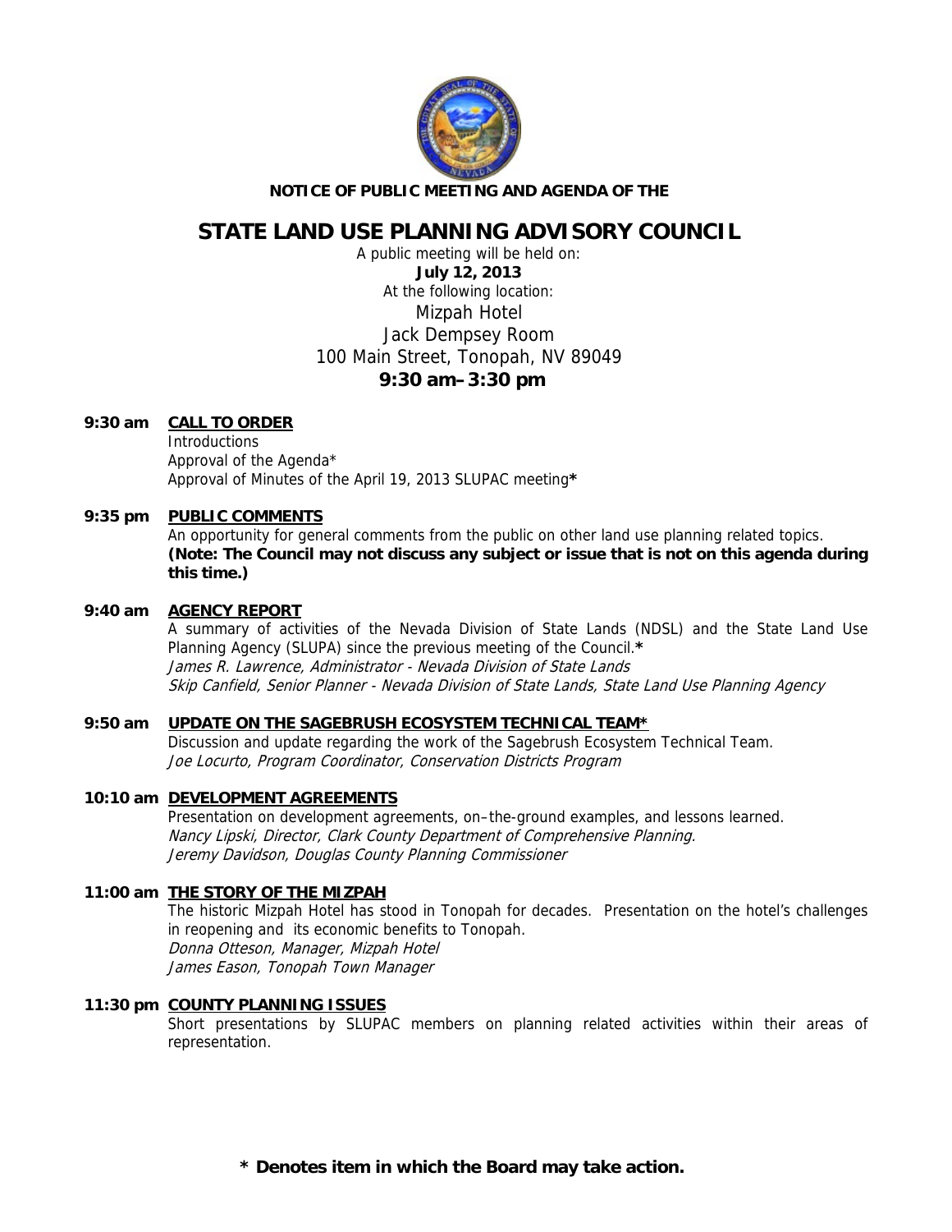**NOTICE OF PUBLIC MEETING AND AGENDA OF THE**

# STATE LAND USE PLANNING ADVISORY COUNCIL

A public meeting will be held on:
**July 12, 2013**
At the following location:
Mizpah Hotel
Jack Dempsey Room
100 Main Street, Tonopah, NV 89049
**9:30 am–3:30 pm**

**9:30 am** **CALL TO ORDER**
Introductions
Approval of the Agenda*
Approval of Minutes of the April 19, 2013 SLUPAC meeting**\***

**9:35 pm** **PUBLIC COMMENTS**
An opportunity for general comments from the public on other land use planning related topics. **(Note: The Council may not discuss any subject or issue that is not on this agenda during this time.)**

**9:40 am** **AGENCY REPORT**
A summary of activities of the Nevada Division of State Lands (NDSL) and the State Land Use Planning Agency (SLUPA) since the previous meeting of the Council.**\***
*James R. Lawrence, Administrator - Nevada Division of State Lands*
*Skip Canfield, Senior Planner - Nevada Division of State Lands, State Land Use Planning Agency*

**9:50 am** **UPDATE ON THE SAGEBRUSH ECOSYSTEM TECHNICAL TEAM\***
Discussion and update regarding the work of the Sagebrush Ecosystem Technical Team.
*Joe Locurto, Program Coordinator, Conservation Districts Program*

**10:10 am** **DEVELOPMENT AGREEMENTS**
Presentation on development agreements, on–the-ground examples, and lessons learned.
*Nancy Lipski, Director, Clark County Department of Comprehensive Planning.*
*Jeremy Davidson, Douglas County Planning Commissioner*

**11:00 am** **THE STORY OF THE MIZPAH**
The historic Mizpah Hotel has stood in Tonopah for decades. Presentation on the hotel's challenges in reopening and its economic benefits to Tonopah.
*Donna Otteson, Manager, Mizpah Hotel*
*James Eason, Tonopah Town Manager*

**11:30 pm** **COUNTY PLANNING ISSUES**
Short presentations by SLUPAC members on planning related activities within their areas of representation.

**\* Denotes item in which the Board may take action.**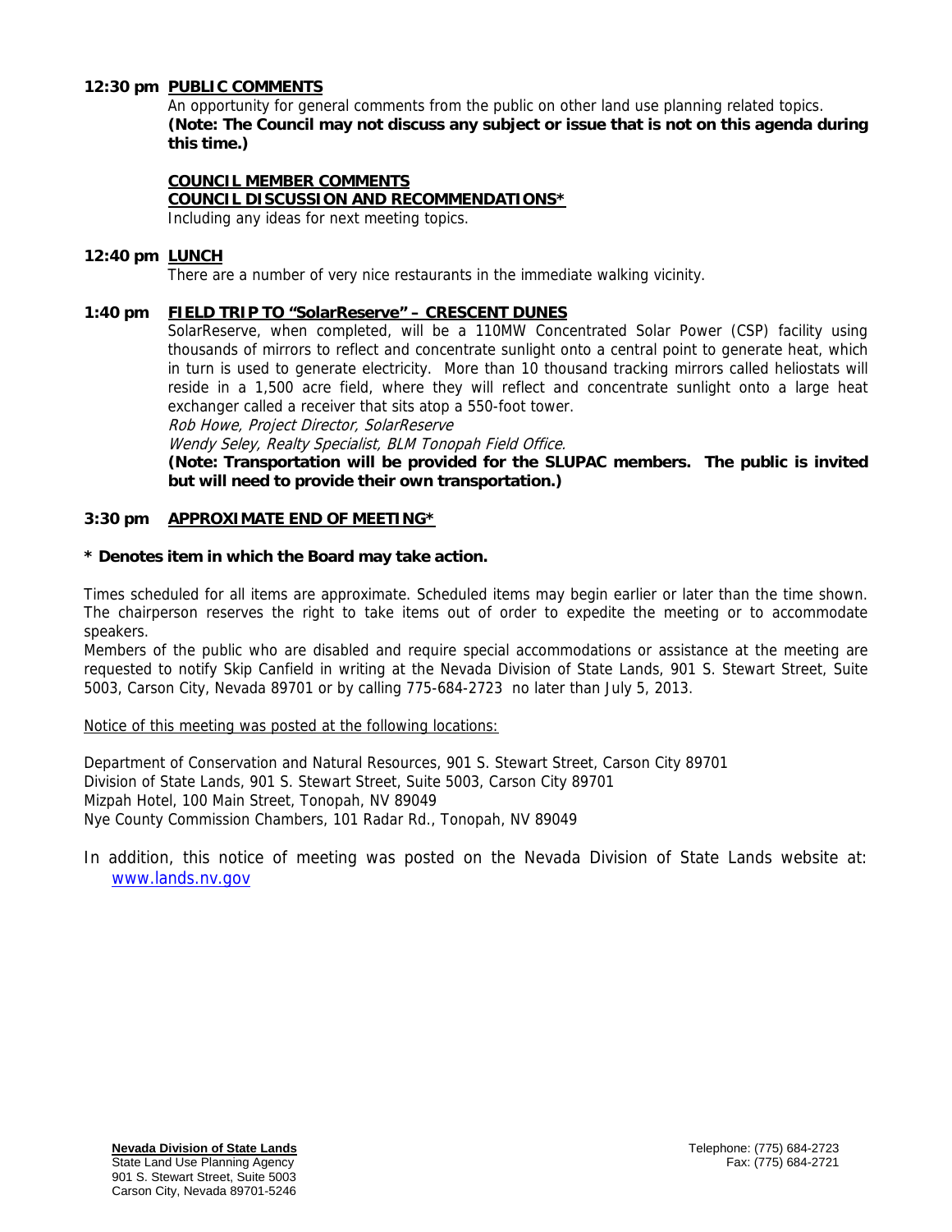**12:30 pm** **PUBLIC COMMENTS**

An opportunity for general comments from the public on other land use planning related topics. **(Note: The Council may not discuss any subject or issue that is not on this agenda during this time.)**

**COUNCIL MEMBER COMMENTS**

**COUNCIL DISCUSSION AND RECOMMENDATIONS***

Including any ideas for next meeting topics.

**12:40 pm** **LUNCH**

There are a number of very nice restaurants in the immediate walking vicinity.

**1:40 pm** **FIELD TRIP TO "SolarReserve" – CRESCENT DUNES**

SolarReserve, when completed, will be a 110MW Concentrated Solar Power (CSP) facility using thousands of mirrors to reflect and concentrate sunlight onto a central point to generate heat, which in turn is used to generate electricity. More than 10 thousand tracking mirrors called heliostats will reside in a 1,500 acre field, where they will reflect and concentrate sunlight onto a large heat exchanger called a receiver that sits atop a 550-foot tower.

*Rob Howe, Project Director, SolarReserve*

*Wendy Seley, Realty Specialist, BLM Tonopah Field Office.*

**(Note: Transportation will be provided for the SLUPAC members. The public is invited but will need to provide their own transportation.)**

**3:30 pm** **APPROXIMATE END OF MEETING***

**\* Denotes item in which the Board may take action.**

Times scheduled for all items are approximate. Scheduled items may begin earlier or later than the time shown. The chairperson reserves the right to take items out of order to expedite the meeting or to accommodate speakers.

Members of the public who are disabled and require special accommodations or assistance at the meeting are requested to notify Skip Canfield in writing at the Nevada Division of State Lands, 901 S. Stewart Street, Suite 5003, Carson City, Nevada 89701 or by calling 775-684-2723 no later than July 5, 2013.

Notice of this meeting was posted at the following locations:

Department of Conservation and Natural Resources, 901 S. Stewart Street, Carson City 89701
Division of State Lands, 901 S. Stewart Street, Suite 5003, Carson City 89701
Mizpah Hotel, 100 Main Street, Tonopah, NV 89049
Nye County Commission Chambers, 101 Radar Rd., Tonopah, NV 89049

In addition, this notice of meeting was posted on the Nevada Division of State Lands website at: www.lands.nv.gov

**Nevada Division of State Lands**
State Land Use Planning Agency
901 S. Stewart Street, Suite 5003
Carson City, Nevada 89701-5246

Telephone: (775) 684-2723
Fax: (775) 684-2721